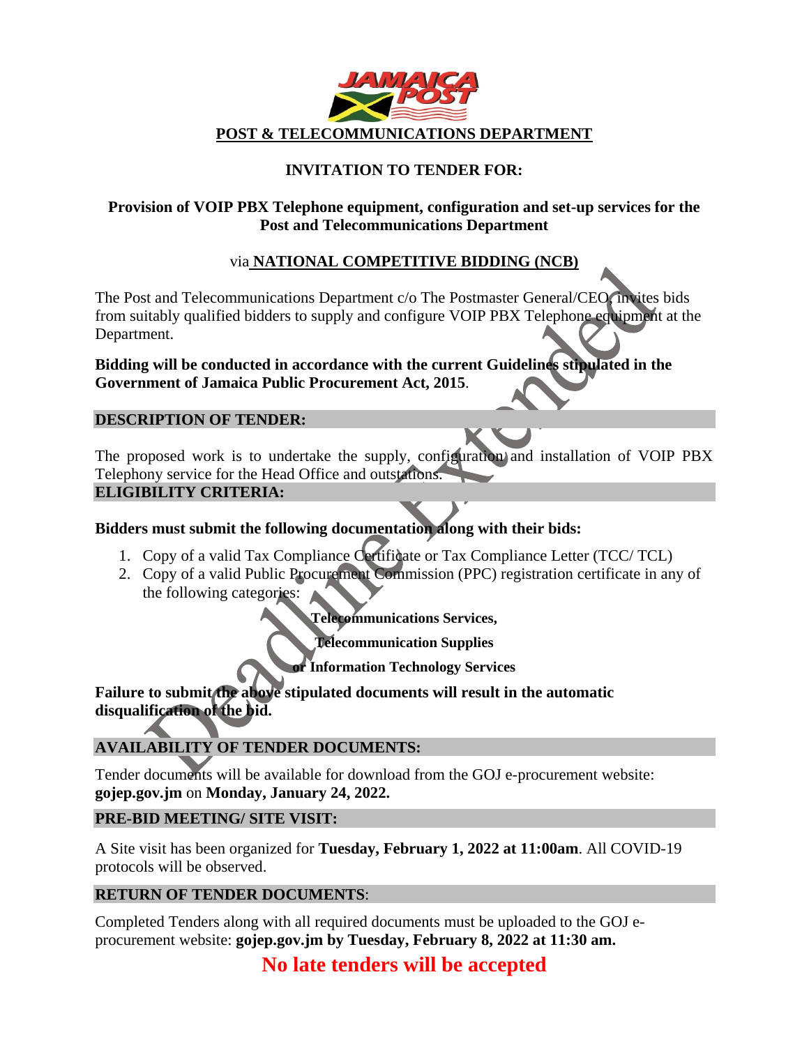## POST & TELECOMMUNICATIONS DEPARTMENT

### INVITATION TO TENDER FOR:

**Provision of VOIP PBX Telephone equipment, configuration and set-up services for the Post and Telecommunications Department**

via **NATIONAL COMPETITIVE BIDDING (NCB)**

Deadline Extended

The Post and Telecommunications Department c/o The Postmaster General/CEO, invites bids from suitably qualified bidders to supply and configure VOIP PBX Telephone equipment at the Department.

**Bidding will be conducted in accordance with the current Guidelines stipulated in the Government of Jamaica Public Procurement Act, 2015**.

**DESCRIPTION OF TENDER:**

The proposed work is to undertake the supply, configuration and installation of VOIP PBX Telephony service for the Head Office and outstations.

**ELIGIBILITY CRITERIA:**

**Bidders must submit the following documentation along with their bids:**

1. Copy of a valid Tax Compliance Certificate or Tax Compliance Letter (TCC/ TCL)
2. Copy of a valid Public Procurement Commission (PPC) registration certificate in any of the following categories:

**Telecommunications Services,**

**Telecommunication Supplies**

**or Information Technology Services**

**Failure to submit the above stipulated documents will result in the automatic disqualification of the bid.**

**AVAILABILITY OF TENDER DOCUMENTS:**

Tender documents will be available for download from the GOJ e-procurement website: **gojep.gov.jm** on **Monday, January 24, 2022.**

**PRE-BID MEETING/ SITE VISIT:**

A Site visit has been organized for **Tuesday, February 1, 2022 at 11:00am**. All COVID-19 protocols will be observed.

**RETURN OF TENDER DOCUMENTS**:

Completed Tenders along with all required documents must be uploaded to the GOJ e-procurement website: **gojep.gov.jm by Tuesday, February 8, 2022 at 11:30 am.**

**No late tenders will be accepted**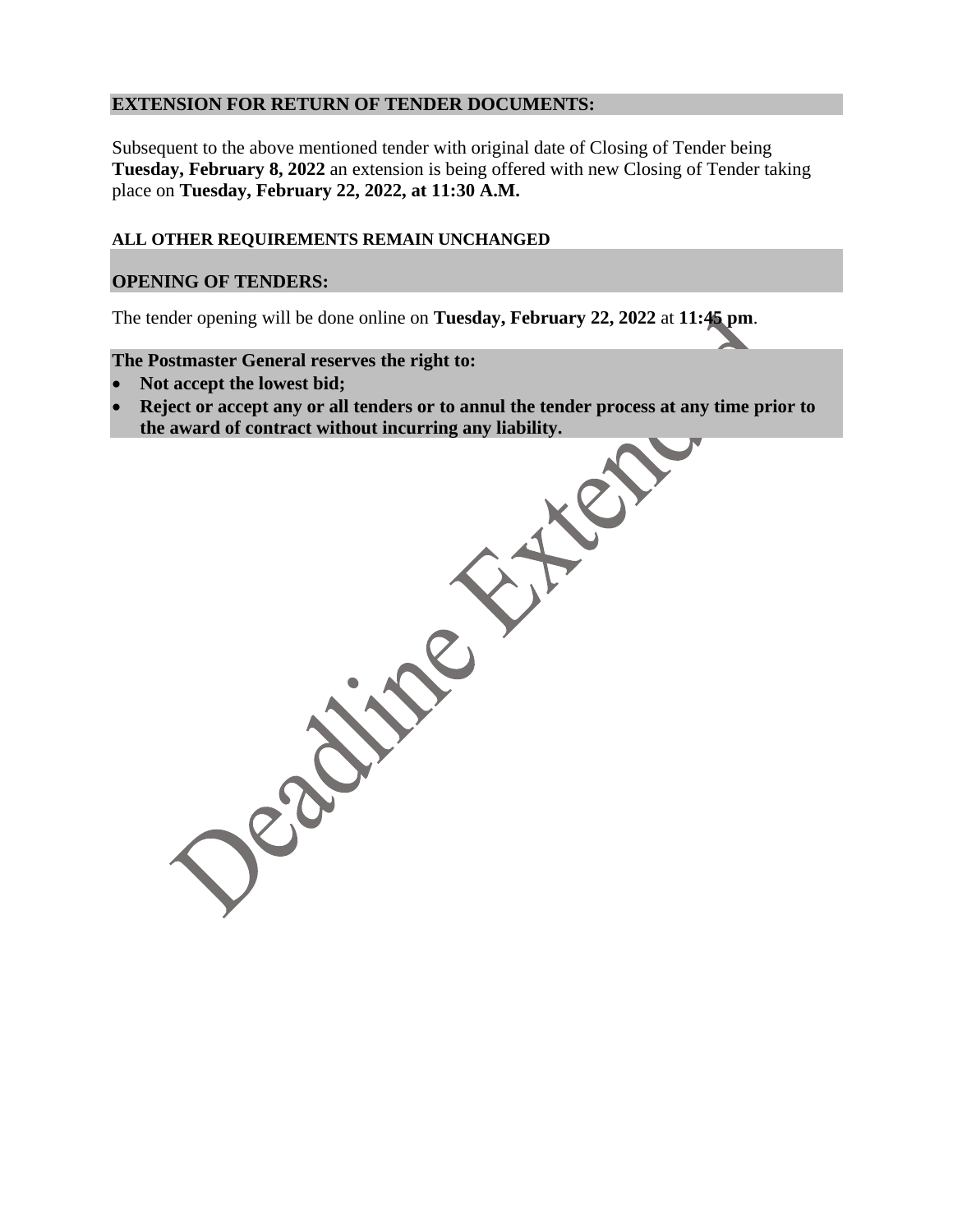**EXTENSION FOR RETURN OF TENDER DOCUMENTS:**

Subsequent to the above mentioned tender with original date of Closing of Tender being **Tuesday, February 8, 2022** an extension is being offered with new Closing of Tender taking place on **Tuesday, February 22, 2022, at 11:30 A.M.**

**ALL OTHER REQUIREMENTS REMAIN UNCHANGED**

**OPENING OF TENDERS:**

The tender opening will be done online on **Tuesday, February 22, 2022** at **11:45 pm**.

**The Postmaster General reserves the right to:**

- **Not accept the lowest bid;**
- **Reject or accept any or all tenders or to annul the tender process at any time prior to the award of contract without incurring any liability.**

Deadline Extended